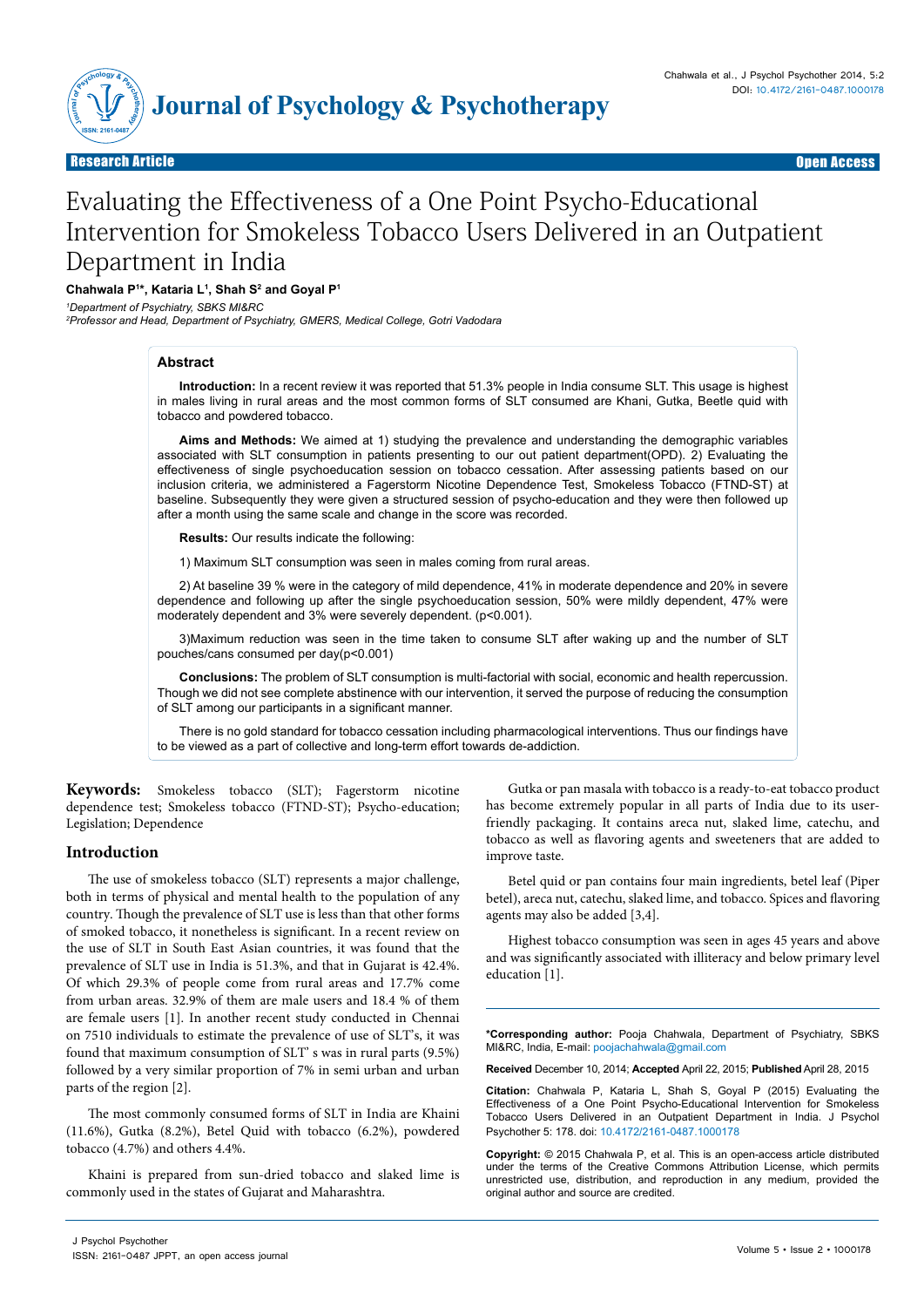Research Article | Open Access

# Evaluating the Effectiveness of a One Point Psycho-Educational Intervention for Smokeless Tobacco Users Delivered in an Outpatient Department in India

**Chahwala P[1]*, Kataria L[1], Shah S[2] and Goyal P[1]**

[1]*Department of Psychiatry, SBKS MI&RC*
[2]*Professor and Head, Department of Psychiatry, GMERS, Medical College, Gotri Vadodara*

## Abstract

**Introduction:** In a recent review it was reported that 51.3% people in India consume SLT. This usage is highest in males living in rural areas and the most common forms of SLT consumed are Khani, Gutka, Beetle quid with tobacco and powdered tobacco.

**Aims and Methods:** We aimed at 1) studying the prevalence and understanding the demographic variables associated with SLT consumption in patients presenting to our out patient department(OPD). 2) Evaluating the effectiveness of single psychoeducation session on tobacco cessation. After assessing patients based on our inclusion criteria, we administered a Fagerstorm Nicotine Dependence Test, Smokeless Tobacco (FTND-ST) at baseline. Subsequently they were given a structured session of psycho-education and they were then followed up after a month using the same scale and change in the score was recorded.

**Results:** Our results indicate the following:

1) Maximum SLT consumption was seen in males coming from rural areas.

2) At baseline 39 % were in the category of mild dependence, 41% in moderate dependence and 20% in severe dependence and following up after the single psychoeducation session, 50% were mildly dependent, 47% were moderately dependent and 3% were severely dependent. ($p<0.001$).

3)Maximum reduction was seen in the time taken to consume SLT after waking up and the number of SLT pouches/cans consumed per day($p<0.001$)

**Conclusions:** The problem of SLT consumption is multi-factorial with social, economic and health repercussion. Though we did not see complete abstinence with our intervention, it served the purpose of reducing the consumption of SLT among our participants in a significant manner.

There is no gold standard for tobacco cessation including pharmacological interventions. Thus our findings have to be viewed as a part of collective and long-term effort towards de-addiction.

**Keywords:** Smokeless tobacco (SLT); Fagerstorm nicotine dependence test; Smokeless tobacco (FTND-ST); Psycho-education; Legislation; Dependence

## Introduction

The use of smokeless tobacco (SLT) represents a major challenge, both in terms of physical and mental health to the population of any country. Though the prevalence of SLT use is less than that other forms of smoked tobacco, it nonetheless is significant. In a recent review on the use of SLT in South East Asian countries, it was found that the prevalence of SLT use in India is 51.3%, and that in Gujarat is 42.4%. Of which 29.3% of people come from rural areas and 17.7% come from urban areas. 32.9% of them are male users and 18.4 % of them are female users [1]. In another recent study conducted in Chennai on 7510 individuals to estimate the prevalence of use of SLT's, it was found that maximum consumption of SLT' s was in rural parts (9.5%) followed by a very similar proportion of 7% in semi urban and urban parts of the region [2].

The most commonly consumed forms of SLT in India are Khaini (11.6%), Gutka (8.2%), Betel Quid with tobacco (6.2%), powdered tobacco (4.7%) and others 4.4%.

Khaini is prepared from sun-dried tobacco and slaked lime is commonly used in the states of Gujarat and Maharashtra.

Gutka or pan masala with tobacco is a ready-to-eat tobacco product has become extremely popular in all parts of India due to its user-friendly packaging. It contains areca nut, slaked lime, catechu, and tobacco as well as flavoring agents and sweeteners that are added to improve taste.

Betel quid or pan contains four main ingredients, betel leaf (Piper betel), areca nut, catechu, slaked lime, and tobacco. Spices and flavoring agents may also be added [3,4].

Highest tobacco consumption was seen in ages 45 years and above and was significantly associated with illiteracy and below primary level education [1].

**\*Corresponding author:** Pooja Chahwala, Department of Psychiatry, SBKS MI&RC, India, E-mail: poojachahwala@gmail.com

**Received** December 10, 2014; **Accepted** April 22, 2015; **Published** April 28, 2015

**Citation:** Chahwala P, Kataria L, Shah S, Goyal P (2015) Evaluating the Effectiveness of a One Point Psycho-Educational Intervention for Smokeless Tobacco Users Delivered in an Outpatient Department in India. J Psychol Psychother 5: 178. doi: 10.4172/2161-0487.1000178

**Copyright:** © 2015 Chahwala P, et al. This is an open-access article distributed under the terms of the Creative Commons Attribution License, which permits unrestricted use, distribution, and reproduction in any medium, provided the original author and source are credited.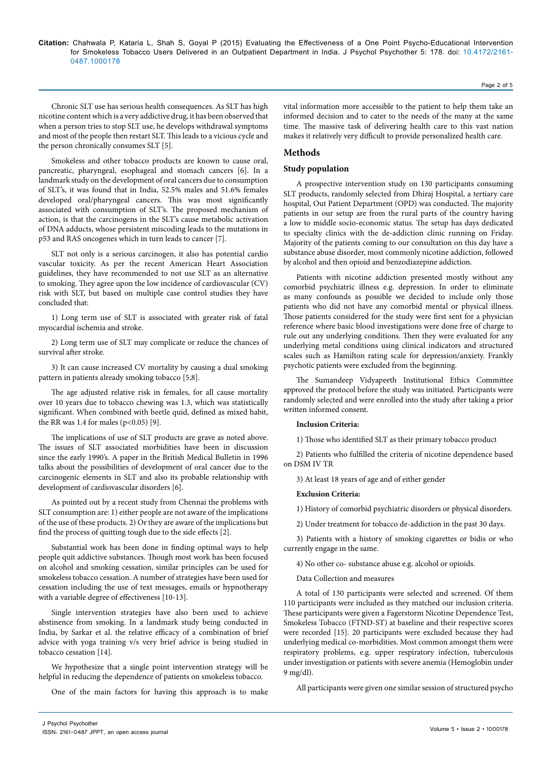Chronic SLT use has serious health consequences. As SLT has high nicotine content which is a very addictive drug, it has been observed that when a person tries to stop SLT use, he develops withdrawal symptoms and most of the people then restart SLT. This leads to a vicious cycle and the person chronically consumes SLT [5].

Smokeless and other tobacco products are known to cause oral, pancreatic, pharyngeal, esophageal and stomach cancers [6]. In a landmark study on the development of oral cancers due to consumption of SLT's, it was found that in India, 52.5% males and 51.6% females developed oral/pharyngeal cancers. This was most significantly associated with consumption of SLT's. The proposed mechanism of action, is that the carcinogens in the SLT's cause metabolic activation of DNA adducts, whose persistent miscoding leads to the mutations in p53 and RAS oncogenes which in turn leads to cancer [7].

SLT not only is a serious carcinogen, it also has potential cardio vascular toxicity. As per the recent American Heart Association guidelines, they have recommended to not use SLT as an alternative to smoking. They agree upon the low incidence of cardiovascular (CV) risk with SLT, but based on multiple case control studies they have concluded that:

1) Long term use of SLT is associated with greater risk of fatal myocardial ischemia and stroke.

2) Long term use of SLT may complicate or reduce the chances of survival after stroke.

3) It can cause increased CV mortality by causing a dual smoking pattern in patients already smoking tobacco [5,8].

The age adjusted relative risk in females, for all cause mortality over 10 years due to tobacco chewing was 1.3, which was statistically significant. When combined with beetle quid, defined as mixed habit, the RR was 1.4 for males ($p<0.05$) [9].

The implications of use of SLT products are grave as noted above. The issues of SLT associated morbidities have been in discussion since the early 1990's. A paper in the British Medical Bulletin in 1996 talks about the possibilities of development of oral cancer due to the carcinogenic elements in SLT and also its probable relationship with development of cardiovascular disorders [6].

As pointed out by a recent study from Chennai the problems with SLT consumption are: 1) either people are not aware of the implications of the use of these products. 2) Or they are aware of the implications but find the process of quitting tough due to the side effects [2].

Substantial work has been done in finding optimal ways to help people quit addictive substances. Though most work has been focused on alcohol and smoking cessation, similar principles can be used for smokeless tobacco cessation. A number of strategies have been used for cessation including the use of text messages, emails or hypnotherapy with a variable degree of effectiveness [10-13].

Single intervention strategies have also been used to achieve abstinence from smoking. In a landmark study being conducted in India, by Sarkar et al. the relative efficacy of a combination of brief advice with yoga training v/s very brief advice is being studied in tobacco cessation [14].

We hypothesize that a single point intervention strategy will be helpful in reducing the dependence of patients on smokeless tobacco.

One of the main factors for having this approach is to make vital information more accessible to the patient to help them take an informed decision and to cater to the needs of the many at the same time. The massive task of delivering health care to this vast nation makes it relatively very difficult to provide personalized health care.

## Methods

### Study population

A prospective intervention study on 130 participants consuming SLT products, randomly selected from Dhiraj Hospital, a tertiary care hospital, Out Patient Department (OPD) was conducted. The majority patients in our setup are from the rural parts of the country having a low to middle socio-economic status. The setup has days dedicated to specialty clinics with the de-addiction clinic running on Friday. Majority of the patients coming to our consultation on this day have a substance abuse disorder, most commonly nicotine addiction, followed by alcohol and then opioid and benzodiazepine addiction.

Patients with nicotine addiction presented mostly without any comorbid psychiatric illness e.g. depression. In order to eliminate as many confounds as possible we decided to include only those patients who did not have any comorbid mental or physical illness. Those patients considered for the study were first sent for a physician reference where basic blood investigations were done free of charge to rule out any underlying conditions. Then they were evaluated for any underlying metal conditions using clinical indicators and structured scales such as Hamilton rating scale for depression/anxiety. Frankly psychotic patients were excluded from the beginning.

The Sumandeep Vidyapeeth Institutional Ethics Committee approved the protocol before the study was initiated. Participants were randomly selected and were enrolled into the study after taking a prior written informed consent.

**Inclusion Criteria:**

1) Those who identified SLT as their primary tobacco product

2) Patients who fulfilled the criteria of nicotine dependence based on DSM IV TR

3) At least 18 years of age and of either gender

**Exclusion Criteria:**

1) History of comorbid psychiatric disorders or physical disorders.

2) Under treatment for tobacco de-addiction in the past 30 days.

3) Patients with a history of smoking cigarettes or bidis or who currently engage in the same.

4) No other co- substance abuse e.g. alcohol or opioids.

Data Collection and measures

A total of 130 participants were selected and screened. Of them 110 participants were included as they matched our inclusion criteria. These participants were given a Fagerstorm Nicotine Dependence Test, Smokeless Tobacco (FTND-ST) at baseline and their respective scores were recorded [15]. 20 participants were excluded because they had underlying medical co-morbidities. Most common amongst them were respiratory problems, e.g. upper respiratory infection, tuberculosis under investigation or patients with severe anemia (Hemoglobin under 9 mg/dl).

All participants were given one similar session of structured psycho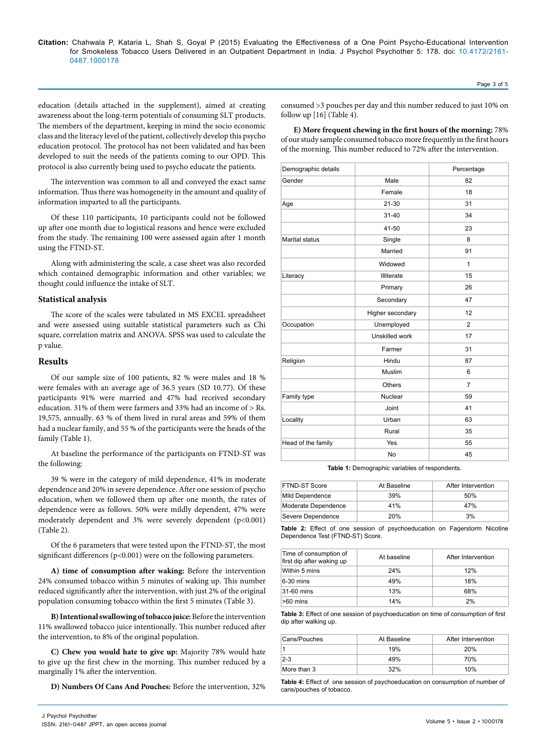education (details attached in the supplement), aimed at creating awareness about the long-term potentials of consuming SLT products. The members of the department, keeping in mind the socio economic class and the literacy level of the patient, collectively develop this psycho education protocol. The protocol has not been validated and has been developed to suit the needs of the patients coming to our OPD. This protocol is also currently being used to psycho educate the patients.

The intervention was common to all and conveyed the exact same information. Thus there was homogeneity in the amount and quality of information imparted to all the participants.

Of these 110 participants, 10 participants could not be followed up after one month due to logistical reasons and hence were excluded from the study. The remaining 100 were assessed again after 1 month using the FTND-ST.

Along with administering the scale, a case sheet was also recorded which contained demographic information and other variables; we thought could influence the intake of SLT.

### Statistical analysis

The score of the scales were tabulated in MS EXCEL spreadsheet and were assessed using suitable statistical parameters such as Chi square, correlation matrix and ANOVA. SPSS was used to calculate the p value.

## Results

Of our sample size of 100 patients, 82 % were males and 18 % were females with an average age of 36.5 years (SD 10.77). Of these participants 91% were married and 47% had received secondary education. 31% of them were farmers and 33% had an income of > Rs. 19,575, annually. 63 % of them lived in rural areas and 59% of them had a nuclear family, and 55 % of the participants were the heads of the family (Table 1).

At baseline the performance of the participants on FTND-ST was the following:

39 % were in the category of mild dependence, 41% in moderate dependence and 20% in severe dependence. After one session of psycho education, when we followed them up after one month, the rates of dependence were as follows. 50% were mildly dependent, 47% were moderately dependent and 3% were severely dependent ($p<0.001$) (Table 2).

Of the 6 parameters that were tested upon the FTND-ST, the most significant differences ($p<0.001$) were on the following parameters.

**A) time of consumption after waking:** Before the intervention 24% consumed tobacco within 5 minutes of waking up. This number reduced significantly after the intervention, with just 2% of the original population consuming tobacco within the first 5 minutes (Table 3).

**B) Intentional swallowing of tobacco juice:** Before the intervention 11% swallowed tobacco juice intentionally. This number reduced after the intervention, to 8% of the original population.

**C) Chew you would hate to give up:** Majority 78% would hate to give up the first chew in the morning. This number reduced by a marginally 1% after the intervention.

**D) Numbers Of Cans And Pouches:** Before the intervention, 32% consumed >3 pouches per day and this number reduced to just 10% on follow up [16] (Table 4).

**E) More frequent chewing in the first hours of the morning:** 78% of our study sample consumed tobacco more frequently in the first hours of the morning. This number reduced to 72% after the intervention.

| Demographic details | | Percentage |
|---|---|---|
| Gender | Male | 82 |
| | Female | 18 |
| Age | 21-30 | 31 |
| | 31-40 | 34 |
| | 41-50 | 23 |
| Marital status | Single | 8 |
| | Married | 91 |
| | Widowed | 1 |
| Literacy | Illiterate | 15 |
| | Primary | 26 |
| | Secondary | 47 |
| | Higher secondary | 12 |
| Occupation | Unemployed | 2 |
| | Unskilled work | 17 |
| | Farmer | 31 |
| Religion | Hindu | 87 |
| | Muslim | 6 |
| | Others | 7 |
| Family type | Nuclear | 59 |
| | Joint | 41 |
| Locality | Urban | 63 |
| | Rural | 35 |
| Head of the family | Yes | 55 |
| | No | 45 |

**Table 1:** Demographic variables of respondents.

| FTND-ST Score | At Baseline | After Intervention |
|---|---|---|
| Mild Dependence | 39% | 50% |
| Moderate Dependence | 41% | 47% |
| Severe Dependence | 20% | 3% |

**Table 2:** Effect of one session of psychoeducation on Fagerstorm Nicotine Dependence Test (FTND-ST) Score.

| Time of consumption of first dip after waking up | At baseline | After Intervention |
|---|---|---|
| Within 5 mins | 24% | 12% |
| 6-30 mins | 49% | 18% |
| 31-60 mins | 13% | 68% |
| >60 mins | 14% | 2% |

**Table 3:** Effect of one session of psychoeducation on time of consumption of first dip after walking up.

| Cans/Pouches | At Baseline | After Intervention |
|---|---|---|
| 1 | 19% | 20% |
| 2-3 | 49% | 70% |
| More than 3 | 32% | 10% |

**Table 4:** Effect of one session of psychoeducation on consumption of number of cans/pouches of tobacco.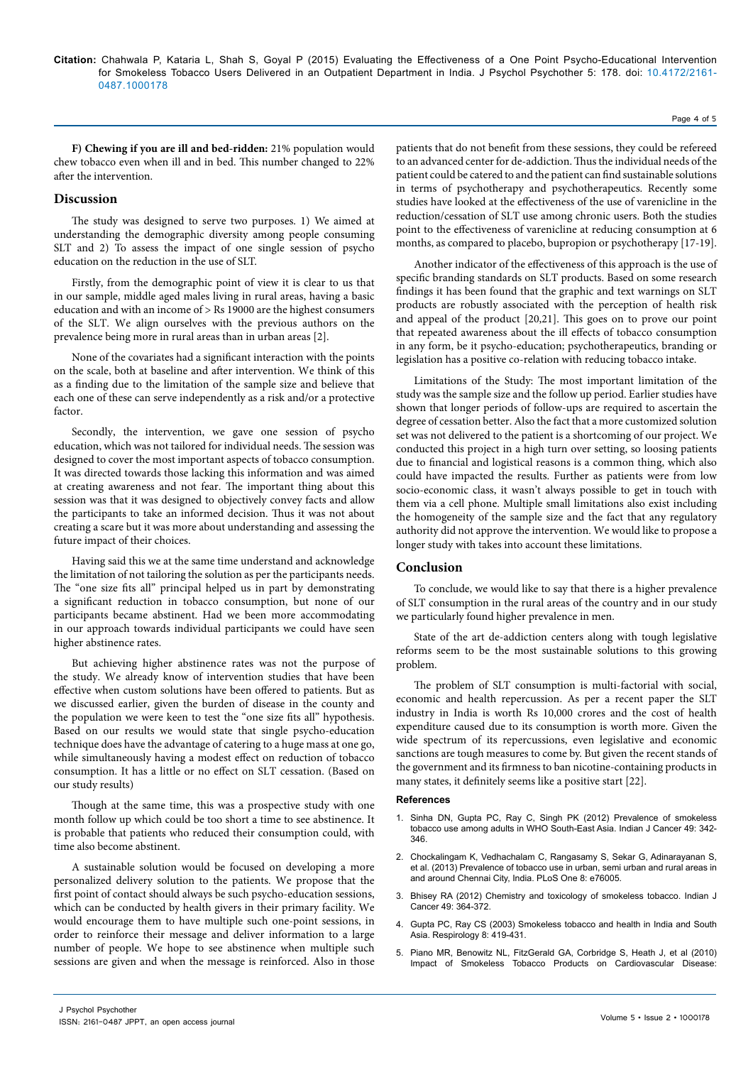**F) Chewing if you are ill and bed-ridden:** 21% population would chew tobacco even when ill and in bed. This number changed to 22% after the intervention.

## Discussion

The study was designed to serve two purposes. 1) We aimed at understanding the demographic diversity among people consuming SLT and 2) To assess the impact of one single session of psycho education on the reduction in the use of SLT.

Firstly, from the demographic point of view it is clear to us that in our sample, middle aged males living in rural areas, having a basic education and with an income of > Rs 19000 are the highest consumers of the SLT. We align ourselves with the previous authors on the prevalence being more in rural areas than in urban areas [2].

None of the covariates had a significant interaction with the points on the scale, both at baseline and after intervention. We think of this as a finding due to the limitation of the sample size and believe that each one of these can serve independently as a risk and/or a protective factor.

Secondly, the intervention, we gave one session of psycho education, which was not tailored for individual needs. The session was designed to cover the most important aspects of tobacco consumption. It was directed towards those lacking this information and was aimed at creating awareness and not fear. The important thing about this session was that it was designed to objectively convey facts and allow the participants to take an informed decision. Thus it was not about creating a scare but it was more about understanding and assessing the future impact of their choices.

Having said this we at the same time understand and acknowledge the limitation of not tailoring the solution as per the participants needs. The "one size fits all" principal helped us in part by demonstrating a significant reduction in tobacco consumption, but none of our participants became abstinent. Had we been more accommodating in our approach towards individual participants we could have seen higher abstinence rates.

But achieving higher abstinence rates was not the purpose of the study. We already know of intervention studies that have been effective when custom solutions have been offered to patients. But as we discussed earlier, given the burden of disease in the county and the population we were keen to test the "one size fits all" hypothesis. Based on our results we would state that single psycho-education technique does have the advantage of catering to a huge mass at one go, while simultaneously having a modest effect on reduction of tobacco consumption. It has a little or no effect on SLT cessation. (Based on our study results)

Though at the same time, this was a prospective study with one month follow up which could be too short a time to see abstinence. It is probable that patients who reduced their consumption could, with time also become abstinent.

A sustainable solution would be focused on developing a more personalized delivery solution to the patients. We propose that the first point of contact should always be such psycho-education sessions, which can be conducted by health givers in their primary facility. We would encourage them to have multiple such one-point sessions, in order to reinforce their message and deliver information to a large number of people. We hope to see abstinence when multiple such sessions are given and when the message is reinforced. Also in those patients that do not benefit from these sessions, they could be refereed to an advanced center for de-addiction. Thus the individual needs of the patient could be catered to and the patient can find sustainable solutions in terms of psychotherapy and psychotherapeutics. Recently some studies have looked at the effectiveness of the use of varenicline in the reduction/cessation of SLT use among chronic users. Both the studies point to the effectiveness of varenicline at reducing consumption at 6 months, as compared to placebo, bupropion or psychotherapy [17-19].

Another indicator of the effectiveness of this approach is the use of specific branding standards on SLT products. Based on some research findings it has been found that the graphic and text warnings on SLT products are robustly associated with the perception of health risk and appeal of the product [20,21]. This goes on to prove our point that repeated awareness about the ill effects of tobacco consumption in any form, be it psycho-education; psychotherapeutics, branding or legislation has a positive co-relation with reducing tobacco intake.

Limitations of the Study: The most important limitation of the study was the sample size and the follow up period. Earlier studies have shown that longer periods of follow-ups are required to ascertain the degree of cessation better. Also the fact that a more customized solution set was not delivered to the patient is a shortcoming of our project. We conducted this project in a high turn over setting, so loosing patients due to financial and logistical reasons is a common thing, which also could have impacted the results. Further as patients were from low socio-economic class, it wasn't always possible to get in touch with them via a cell phone. Multiple small limitations also exist including the homogeneity of the sample size and the fact that any regulatory authority did not approve the intervention. We would like to propose a longer study with takes into account these limitations.

## Conclusion

To conclude, we would like to say that there is a higher prevalence of SLT consumption in the rural areas of the country and in our study we particularly found higher prevalence in men.

State of the art de-addiction centers along with tough legislative reforms seem to be the most sustainable solutions to this growing problem.

The problem of SLT consumption is multi-factorial with social, economic and health repercussion. As per a recent paper the SLT industry in India is worth Rs 10,000 crores and the cost of health expenditure caused due to its consumption is worth more. Given the wide spectrum of its repercussions, even legislative and economic sanctions are tough measures to come by. But given the recent stands of the government and its firmness to ban nicotine-containing products in many states, it definitely seems like a positive start [22].

### References

1. Sinha DN, Gupta PC, Ray C, Singh PK (2012) Prevalence of smokeless tobacco use among adults in WHO South-East Asia. Indian J Cancer 49: 342-346.
2. Chockalingam K, Vedhachalam C, Rangasamy S, Sekar G, Adinarayanan S, et al. (2013) Prevalence of tobacco use in urban, semi urban and rural areas in and around Chennai City, India. PLoS One 8: e76005.
3. Bhisey RA (2012) Chemistry and toxicology of smokeless tobacco. Indian J Cancer 49: 364-372.
4. Gupta PC, Ray CS (2003) Smokeless tobacco and health in India and South Asia. Respirology 8: 419-431.
5. Piano MR, Benowitz NL, FitzGerald GA, Corbridge S, Heath J, et al (2010) Impact of Smokeless Tobacco Products on Cardiovascular Disease: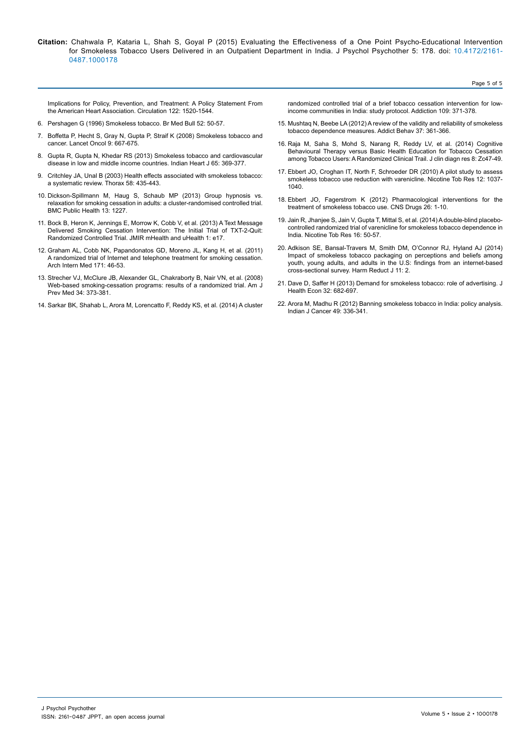Implications for Policy, Prevention, and Treatment: A Policy Statement From the American Heart Association. Circulation 122: 1520-1544.

6. Pershagen G (1996) Smokeless tobacco. Br Med Bull 52: 50-57.
7. Boffetta P, Hecht S, Gray N, Gupta P, Straif K (2008) Smokeless tobacco and cancer. Lancet Oncol 9: 667-675.
8. Gupta R, Gupta N, Khedar RS (2013) Smokeless tobacco and cardiovascular disease in low and middle income countries. Indian Heart J 65: 369-377.
9. Critchley JA, Unal B (2003) Health effects associated with smokeless tobacco: a systematic review. Thorax 58: 435-443.
10. Dickson-Spillmann M, Haug S, Schaub MP (2013) Group hypnosis vs. relaxation for smoking cessation in adults: a cluster-randomised controlled trial. BMC Public Health 13: 1227.
11. Bock B, Heron K, Jennings E, Morrow K, Cobb V, et al. (2013) A Text Message Delivered Smoking Cessation Intervention: The Initial Trial of TXT-2-Quit: Randomized Controlled Trial. JMIR mHealth and uHealth 1: e17.
12. Graham AL, Cobb NK, Papandonatos GD, Moreno JL, Kang H, et al. (2011) A randomized trial of Internet and telephone treatment for smoking cessation. Arch Intern Med 171: 46-53.
13. Strecher VJ, McClure JB, Alexander GL, Chakraborty B, Nair VN, et al. (2008) Web-based smoking-cessation programs: results of a randomized trial. Am J Prev Med 34: 373-381.
14. Sarkar BK, Shahab L, Arora M, Lorencatto F, Reddy KS, et al. (2014) A cluster randomized controlled trial of a brief tobacco cessation intervention for low-income communities in India: study protocol. Addiction 109: 371-378.
15. Mushtaq N, Beebe LA (2012) A review of the validity and reliability of smokeless tobacco dependence measures. Addict Behav 37: 361-366.
16. Raja M, Saha S, Mohd S, Narang R, Reddy LV, et al. (2014) Cognitive Behavioural Therapy versus Basic Health Education for Tobacco Cessation among Tobacco Users: A Randomized Clinical Trail. J clin diagn res 8: Zc47-49.
17. Ebbert JO, Croghan IT, North F, Schroeder DR (2010) A pilot study to assess smokeless tobacco use reduction with varenicline. Nicotine Tob Res 12: 1037-1040.
18. Ebbert JO, Fagerstrom K (2012) Pharmacological interventions for the treatment of smokeless tobacco use. CNS Drugs 26: 1-10.
19. Jain R, Jhanjee S, Jain V, Gupta T, Mittal S, et al. (2014) A double-blind placebo-controlled randomized trial of varenicline for smokeless tobacco dependence in India. Nicotine Tob Res 16: 50-57.
20. Adkison SE, Bansal-Travers M, Smith DM, O'Connor RJ, Hyland AJ (2014) Impact of smokeless tobacco packaging on perceptions and beliefs among youth, young adults, and adults in the U.S: findings from an internet-based cross-sectional survey. Harm Reduct J 11: 2.
21. Dave D, Saffer H (2013) Demand for smokeless tobacco: role of advertising. J Health Econ 32: 682-697.
22. Arora M, Madhu R (2012) Banning smokeless tobacco in India: policy analysis. Indian J Cancer 49: 336-341.